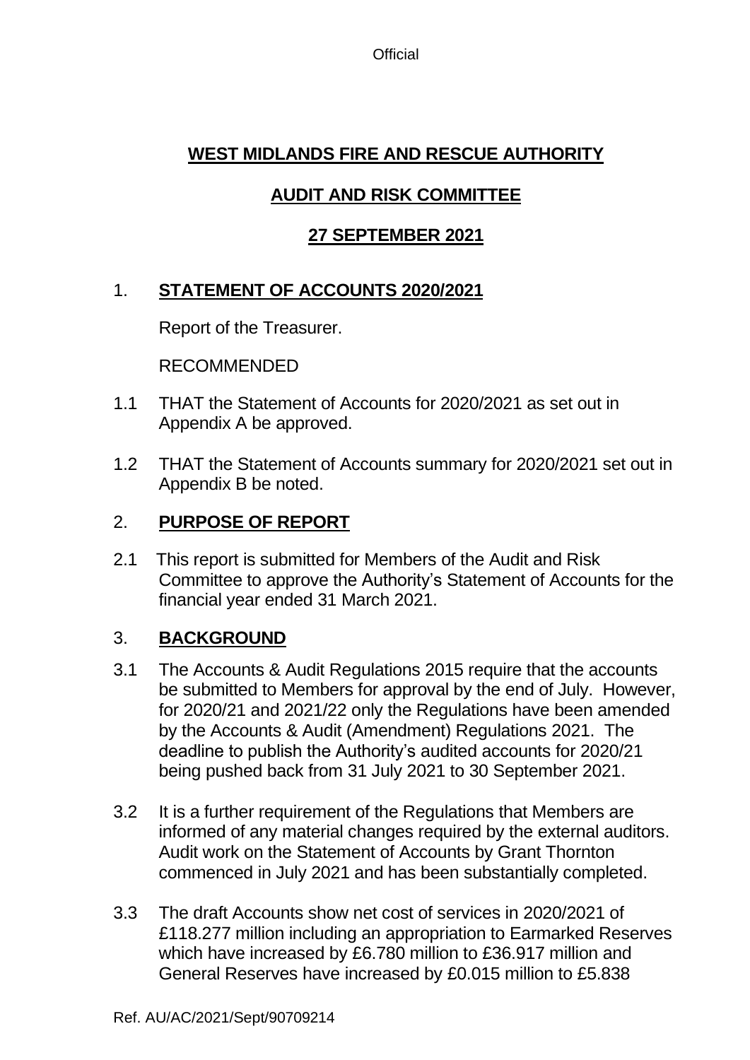# WEST MIDLANDS FIRE AND RESCUE AUTHORITY

## AUDIT AND RISK COMMITTEE

## 27 SEPTEMBER 2021

1. **STATEMENT OF ACCOUNTS 2020/2021**

   Report of the Treasurer.

   RECOMMENDED

1.1 THAT the Statement of Accounts for 2020/2021 as set out in Appendix A be approved.

1.2 THAT the Statement of Accounts summary for 2020/2021 set out in Appendix B be noted.

2. **PURPOSE OF REPORT**

2.1 This report is submitted for Members of the Audit and Risk Committee to approve the Authority's Statement of Accounts for the financial year ended 31 March 2021.

3. **BACKGROUND**

3.1 The Accounts & Audit Regulations 2015 require that the accounts be submitted to Members for approval by the end of July. However, for 2020/21 and 2021/22 only the Regulations have been amended by the Accounts & Audit (Amendment) Regulations 2021. The deadline to publish the Authority's audited accounts for 2020/21 being pushed back from 31 July 2021 to 30 September 2021.

3.2 It is a further requirement of the Regulations that Members are informed of any material changes required by the external auditors. Audit work on the Statement of Accounts by Grant Thornton commenced in July 2021 and has been substantially completed.

3.3 The draft Accounts show net cost of services in 2020/2021 of £118.277 million including an appropriation to Earmarked Reserves which have increased by £6.780 million to £36.917 million and General Reserves have increased by £0.015 million to £5.838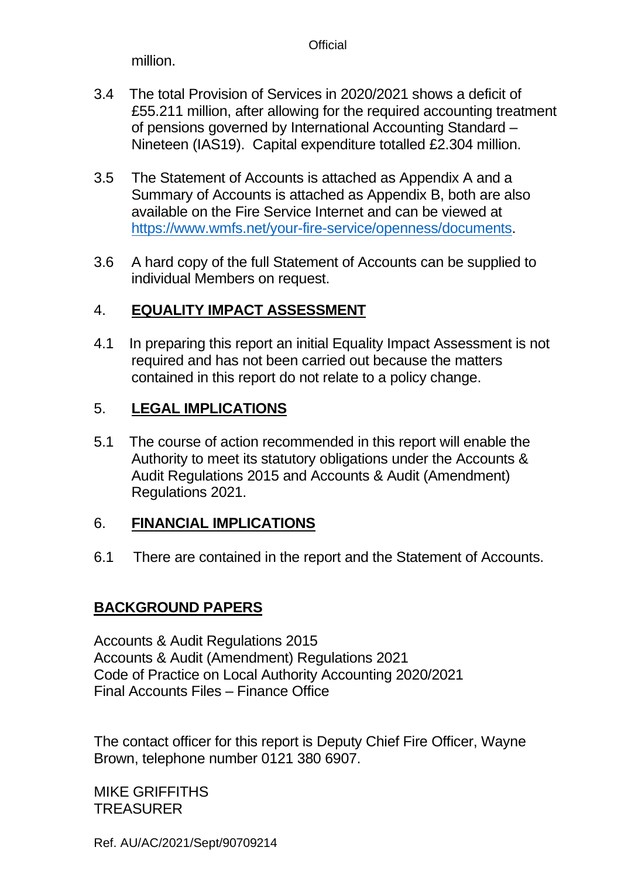million.

3.4 The total Provision of Services in 2020/2021 shows a deficit of £55.211 million, after allowing for the required accounting treatment of pensions governed by International Accounting Standard – Nineteen (IAS19). Capital expenditure totalled £2.304 million.

3.5 The Statement of Accounts is attached as Appendix A and a Summary of Accounts is attached as Appendix B, both are also available on the Fire Service Internet and can be viewed at https://www.wmfs.net/your-fire-service/openness/documents.

3.6 A hard copy of the full Statement of Accounts can be supplied to individual Members on request.

## 4. EQUALITY IMPACT ASSESSMENT

4.1 In preparing this report an initial Equality Impact Assessment is not required and has not been carried out because the matters contained in this report do not relate to a policy change.

## 5. LEGAL IMPLICATIONS

5.1 The course of action recommended in this report will enable the Authority to meet its statutory obligations under the Accounts & Audit Regulations 2015 and Accounts & Audit (Amendment) Regulations 2021.

## 6. FINANCIAL IMPLICATIONS

6.1 There are contained in the report and the Statement of Accounts.

## BACKGROUND PAPERS

Accounts & Audit Regulations 2015
Accounts & Audit (Amendment) Regulations 2021
Code of Practice on Local Authority Accounting 2020/2021
Final Accounts Files – Finance Office

The contact officer for this report is Deputy Chief Fire Officer, Wayne Brown, telephone number 0121 380 6907.

MIKE GRIFFITHS
TREASURER

Ref. AU/AC/2021/Sept/90709214